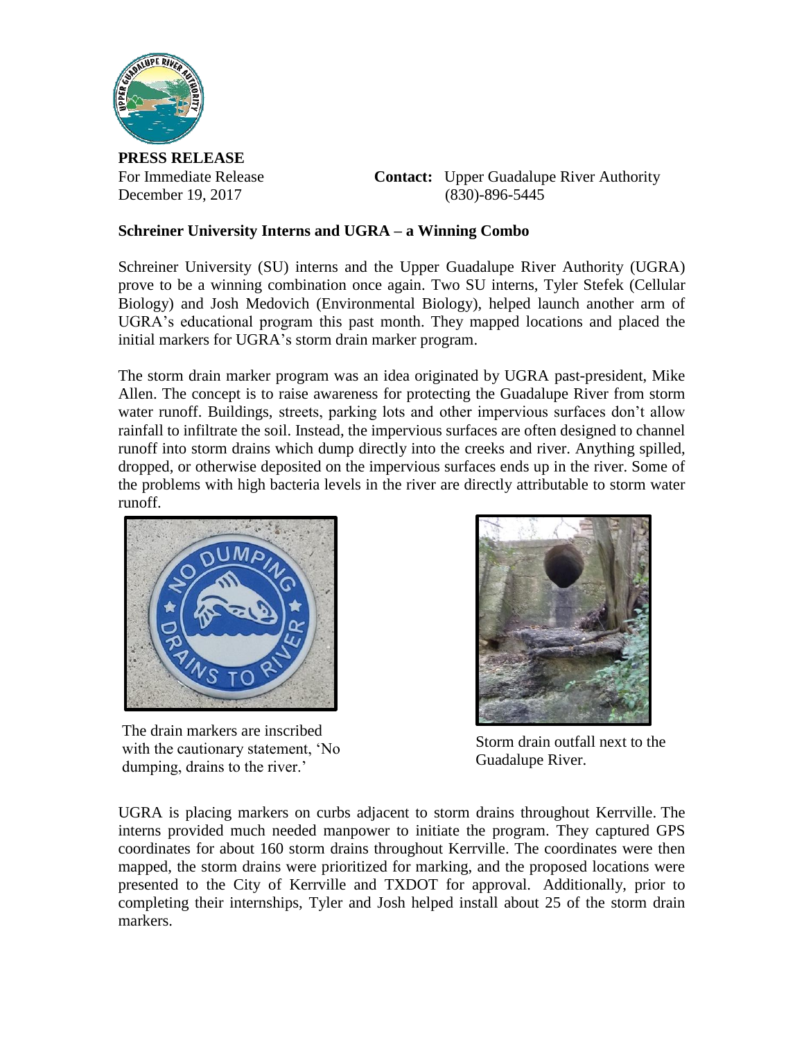**PRESS RELEASE**

For Immediate Release
December 19, 2017

**Contact:** Upper Guadalupe River Authority
(830)-896-5445

**Schreiner University Interns and UGRA – a Winning Combo**

Schreiner University (SU) interns and the Upper Guadalupe River Authority (UGRA) prove to be a winning combination once again. Two SU interns, Tyler Stefek (Cellular Biology) and Josh Medovich (Environmental Biology), helped launch another arm of UGRA's educational program this past month. They mapped locations and placed the initial markers for UGRA's storm drain marker program.

The storm drain marker program was an idea originated by UGRA past-president, Mike Allen. The concept is to raise awareness for protecting the Guadalupe River from storm water runoff. Buildings, streets, parking lots and other impervious surfaces don't allow rainfall to infiltrate the soil. Instead, the impervious surfaces are often designed to channel runoff into storm drains which dump directly into the creeks and river. Anything spilled, dropped, or otherwise deposited on the impervious surfaces ends up in the river. Some of the problems with high bacteria levels in the river are directly attributable to storm water runoff.

The drain markers are inscribed with the cautionary statement, 'No dumping, drains to the river.'

Storm drain outfall next to the Guadalupe River.

UGRA is placing markers on curbs adjacent to storm drains throughout Kerrville. The interns provided much needed manpower to initiate the program. They captured GPS coordinates for about 160 storm drains throughout Kerrville. The coordinates were then mapped, the storm drains were prioritized for marking, and the proposed locations were presented to the City of Kerrville and TXDOT for approval. Additionally, prior to completing their internships, Tyler and Josh helped install about 25 of the storm drain markers.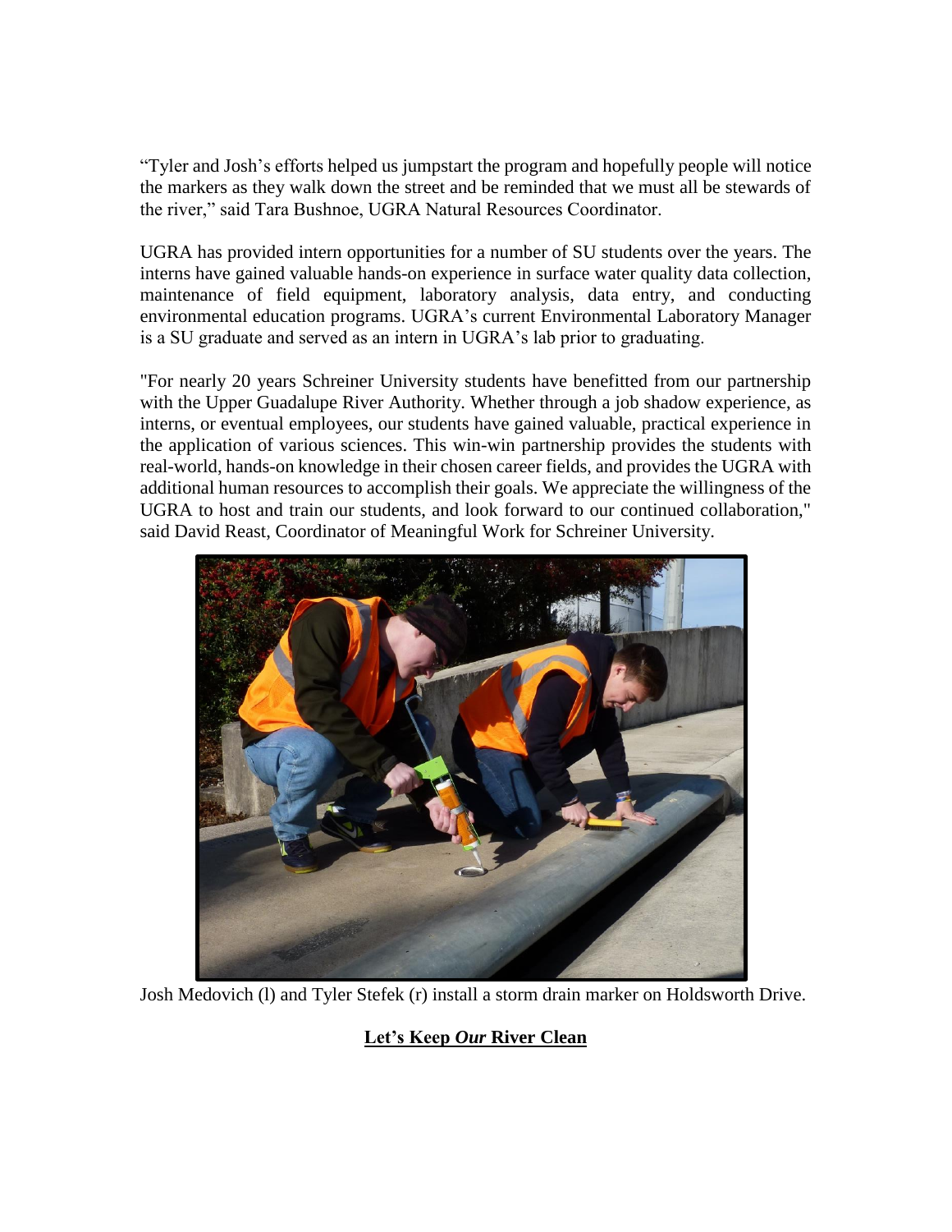"Tyler and Josh's efforts helped us jumpstart the program and hopefully people will notice the markers as they walk down the street and be reminded that we must all be stewards of the river," said Tara Bushnoe, UGRA Natural Resources Coordinator.

UGRA has provided intern opportunities for a number of SU students over the years. The interns have gained valuable hands-on experience in surface water quality data collection, maintenance of field equipment, laboratory analysis, data entry, and conducting environmental education programs. UGRA's current Environmental Laboratory Manager is a SU graduate and served as an intern in UGRA's lab prior to graduating.

"For nearly 20 years Schreiner University students have benefitted from our partnership with the Upper Guadalupe River Authority. Whether through a job shadow experience, as interns, or eventual employees, our students have gained valuable, practical experience in the application of various sciences. This win-win partnership provides the students with real-world, hands-on knowledge in their chosen career fields, and provides the UGRA with additional human resources to accomplish their goals. We appreciate the willingness of the UGRA to host and train our students, and look forward to our continued collaboration," said David Reast, Coordinator of Meaningful Work for Schreiner University.

Josh Medovich (l) and Tyler Stefek (r) install a storm drain marker on Holdsworth Drive.

**Let's Keep *Our* River Clean**